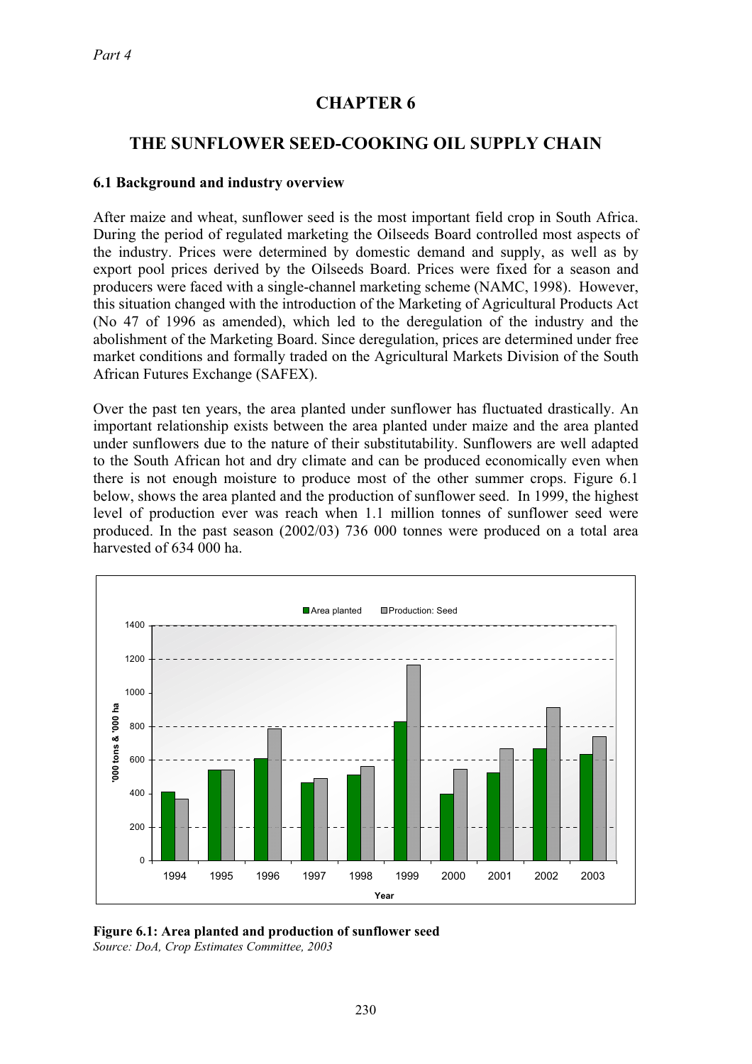*Part 4*

# CHAPTER 6

# THE SUNFLOWER SEED-COOKING OIL SUPPLY CHAIN

### 6.1 Background and industry overview

After maize and wheat, sunflower seed is the most important field crop in South Africa. During the period of regulated marketing the Oilseeds Board controlled most aspects of the industry. Prices were determined by domestic demand and supply, as well as by export pool prices derived by the Oilseeds Board. Prices were fixed for a season and producers were faced with a single-channel marketing scheme (NAMC, 1998). However, this situation changed with the introduction of the Marketing of Agricultural Products Act (No 47 of 1996 as amended), which led to the deregulation of the industry and the abolishment of the Marketing Board. Since deregulation, prices are determined under free market conditions and formally traded on the Agricultural Markets Division of the South African Futures Exchange (SAFEX).

Over the past ten years, the area planted under sunflower has fluctuated drastically. An important relationship exists between the area planted under maize and the area planted under sunflowers due to the nature of their substitutability. Sunflowers are well adapted to the South African hot and dry climate and can be produced economically even when there is not enough moisture to produce most of the other summer crops. Figure 6.1 below, shows the area planted and the production of sunflower seed. In 1999, the highest level of production ever was reach when 1.1 million tonnes of sunflower seed were produced. In the past season (2002/03) 736 000 tonnes were produced on a total area harvested of 634 000 ha.

**Figure 6.1: Area planted and production of sunflower seed**
*Source: DoA, Crop Estimates Committee, 2003*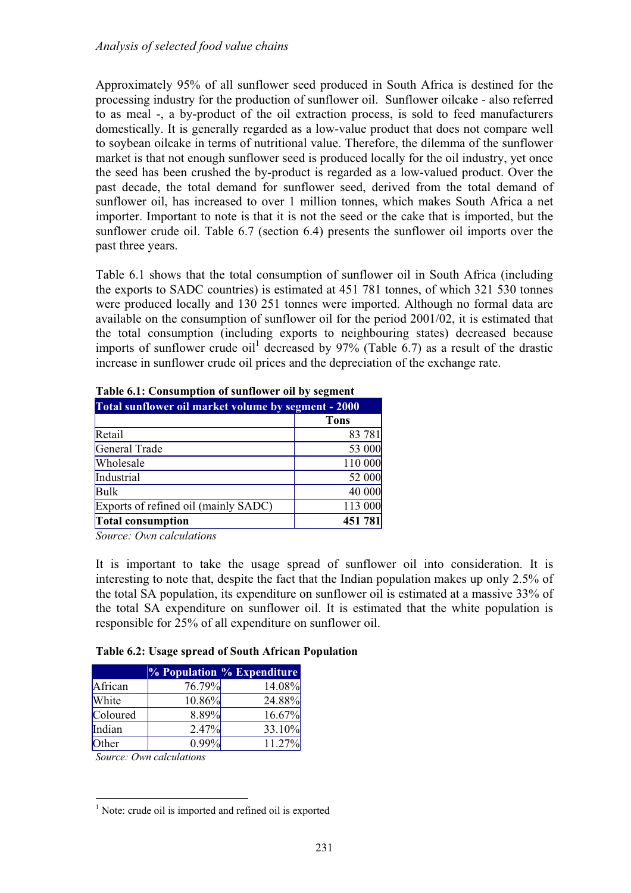Approximately 95% of all sunflower seed produced in South Africa is destined for the processing industry for the production of sunflower oil. Sunflower oilcake - also referred to as meal -, a by-product of the oil extraction process, is sold to feed manufacturers domestically. It is generally regarded as a low-value product that does not compare well to soybean oilcake in terms of nutritional value. Therefore, the dilemma of the sunflower market is that not enough sunflower seed is produced locally for the oil industry, yet once the seed has been crushed the by-product is regarded as a low-valued product. Over the past decade, the total demand for sunflower seed, derived from the total demand of sunflower oil, has increased to over 1 million tonnes, which makes South Africa a net importer. Important to note is that it is not the seed or the cake that is imported, but the sunflower crude oil. Table 6.7 (section 6.4) presents the sunflower oil imports over the past three years.

Table 6.1 shows that the total consumption of sunflower oil in South Africa (including the exports to SADC countries) is estimated at 451 781 tonnes, of which 321 530 tonnes were produced locally and 130 251 tonnes were imported. Although no formal data are available on the consumption of sunflower oil for the period 2001/02, it is estimated that the total consumption (including exports to neighbouring states) decreased because imports of sunflower crude oil[1] decreased by 97% (Table 6.7) as a result of the drastic increase in sunflower crude oil prices and the depreciation of the exchange rate.

**Table 6.1: Consumption of sunflower oil by segment**

| Total sunflower oil market volume by segment - 2000 | |
|---|---|
| | **Tons** |
| Retail | 83 781 |
| General Trade | 53 000 |
| Wholesale | 110 000 |
| Industrial | 52 000 |
| Bulk | 40 000 |
| Exports of refined oil (mainly SADC) | 113 000 |
| **Total consumption** | **451 781** |

*Source: Own calculations*

It is important to take the usage spread of sunflower oil into consideration. It is interesting to note that, despite the fact that the Indian population makes up only 2.5% of the total SA population, its expenditure on sunflower oil is estimated at a massive 33% of the total SA expenditure on sunflower oil. It is estimated that the white population is responsible for 25% of all expenditure on sunflower oil.

**Table 6.2: Usage spread of South African Population**

| | % Population | % Expenditure |
|---|---|---|
| African | 76.79% | 14.08% |
| White | 10.86% | 24.88% |
| Coloured | 8.89% | 16.67% |
| Indian | 2.47% | 33.10% |
| Other | 0.99% | 11.27% |

*Source: Own calculations*

[1] Note: crude oil is imported and refined oil is exported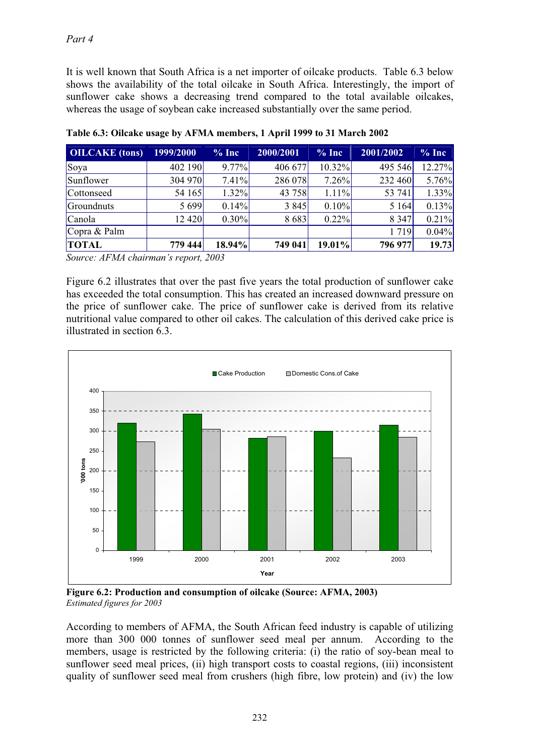*Part 4*

It is well known that South Africa is a net importer of oilcake products. Table 6.3 below shows the availability of the total oilcake in South Africa. Interestingly, the import of sunflower cake shows a decreasing trend compared to the total available oilcakes, whereas the usage of soybean cake increased substantially over the same period.

**Table 6.3: Oilcake usage by AFMA members, 1 April 1999 to 31 March 2002**

| OILCAKE (tons) | 1999/2000 | % Inc | 2000/2001 | % Inc | 2001/2002 | % Inc |
|---|---|---|---|---|---|---|
| Soya | 402 190 | 9.77% | 406 677 | 10.32% | 495 546 | 12.27% |
| Sunflower | 304 970 | 7.41% | 286 078 | 7.26% | 232 460 | 5.76% |
| Cottonseed | 54 165 | 1.32% | 43 758 | 1.11% | 53 741 | 1.33% |
| Groundnuts | 5 699 | 0.14% | 3 845 | 0.10% | 5 164 | 0.13% |
| Canola | 12 420 | 0.30% | 8 683 | 0.22% | 8 347 | 0.21% |
| Copra & Palm | | | | | 1 719 | 0.04% |
| **TOTAL** | **779 444** | **18.94%** | **749 041** | **19.01%** | **796 977** | **19.73** |

*Source: AFMA chairman's report, 2003*

Figure 6.2 illustrates that over the past five years the total production of sunflower cake has exceeded the total consumption. This has created an increased downward pressure on the price of sunflower cake. The price of sunflower cake is derived from its relative nutritional value compared to other oil cakes. The calculation of this derived cake price is illustrated in section 6.3.

**Figure 6.2: Production and consumption of oilcake (Source: AFMA, 2003)**
*Estimated figures for 2003*

According to members of AFMA, the South African feed industry is capable of utilizing more than 300 000 tonnes of sunflower seed meal per annum. According to the members, usage is restricted by the following criteria: (i) the ratio of soy-bean meal to sunflower seed meal prices, (ii) high transport costs to coastal regions, (iii) inconsistent quality of sunflower seed meal from crushers (high fibre, low protein) and (iv) the low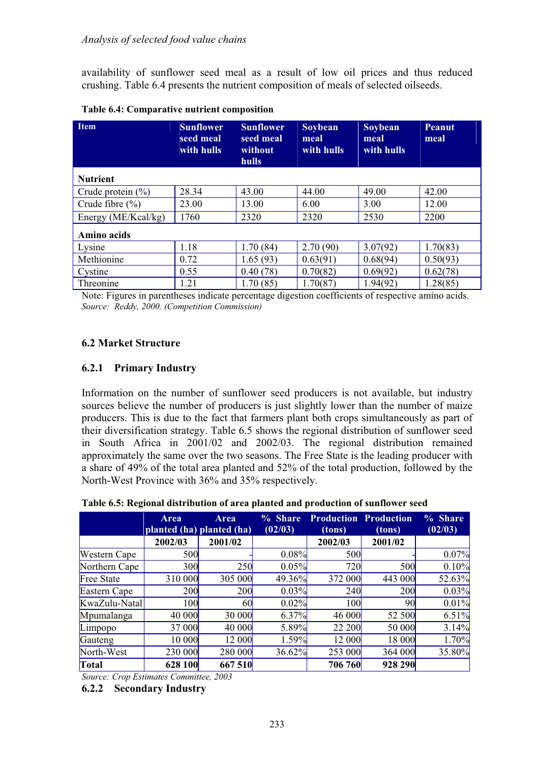availability of sunflower seed meal as a result of low oil prices and thus reduced crushing. Table 6.4 presents the nutrient composition of meals of selected oilseeds.

**Table 6.4: Comparative nutrient composition**

| Item | Sunflower seed meal with hulls | Sunflower seed meal without hulls | Soybean meal with hulls | Soybean meal with hulls | Peanut meal |
|---|---|---|---|---|---|
| **Nutrient** | | | | | |
| Crude protein (%) | 28.34 | 43.00 | 44.00 | 49.00 | 42.00 |
| Crude fibre (%) | 23.00 | 13.00 | 6.00 | 3.00 | 12.00 |
| Energy (ME/Kcal/kg) | 1760 | 2320 | 2320 | 2530 | 2200 |
| **Amino acids** | | | | | |
| Lysine | 1.18 | 1.70 (84) | 2.70 (90) | 3.07(92) | 1.70(83) |
| Methionine | 0.72 | 1.65 (93) | 0.63(91) | 0.68(94) | 0.50(93) |
| Cystine | 0.55 | 0.40 (78) | 0.70(82) | 0.69(92) | 0.62(78) |
| Threonine | 1.21 | 1.70 (85) | 1.70(87) | 1.94(92) | 1.28(85) |

Note: Figures in parentheses indicate percentage digestion coefficients of respective amino acids.
*Source: Reddy, 2000. (Competition Commission)*

## 6.2 Market Structure

### 6.2.1 Primary Industry

Information on the number of sunflower seed producers is not available, but industry sources believe the number of producers is just slightly lower than the number of maize producers. This is due to the fact that farmers plant both crops simultaneously as part of their diversification strategy. Table 6.5 shows the regional distribution of sunflower seed in South Africa in 2001/02 and 2002/03. The regional distribution remained approximately the same over the two seasons. The Free State is the leading producer with a share of 49% of the total area planted and 52% of the total production, followed by the North-West Province with 36% and 35% respectively.

**Table 6.5: Regional distribution of area planted and production of sunflower seed**

| | Area planted (ha) | Area planted (ha) | % Share (02/03) | Production (tons) | Production (tons) | % Share (02/03) |
|---|---|---|---|---|---|---|
| | 2002/03 | 2001/02 | | 2002/03 | 2001/02 | |
| Western Cape | 500 | - | 0.08% | 500 | - | 0.07% |
| Northern Cape | 300 | 250 | 0.05% | 720 | 500 | 0.10% |
| Free State | 310 000 | 305 000 | 49.36% | 372 000 | 443 000 | 52.63% |
| Eastern Cape | 200 | 200 | 0.03% | 240 | 200 | 0.03% |
| KwaZulu-Natal | 100 | 60 | 0.02% | 100 | 90 | 0.01% |
| Mpumalanga | 40 000 | 30 000 | 6.37% | 46 000 | 52 500 | 6.51% |
| Limpopo | 37 000 | 40 000 | 5.89% | 22 200 | 50 000 | 3.14% |
| Gauteng | 10 000 | 12 000 | 1.59% | 12 000 | 18 000 | 1.70% |
| North-West | 230 000 | 280 000 | 36.62% | 253 000 | 364 000 | 35.80% |
| **Total** | **628 100** | **667 510** | | **706 760** | **928 290** | |

*Source: Crop Estimates Committee, 2003*

### 6.2.2 Secondary Industry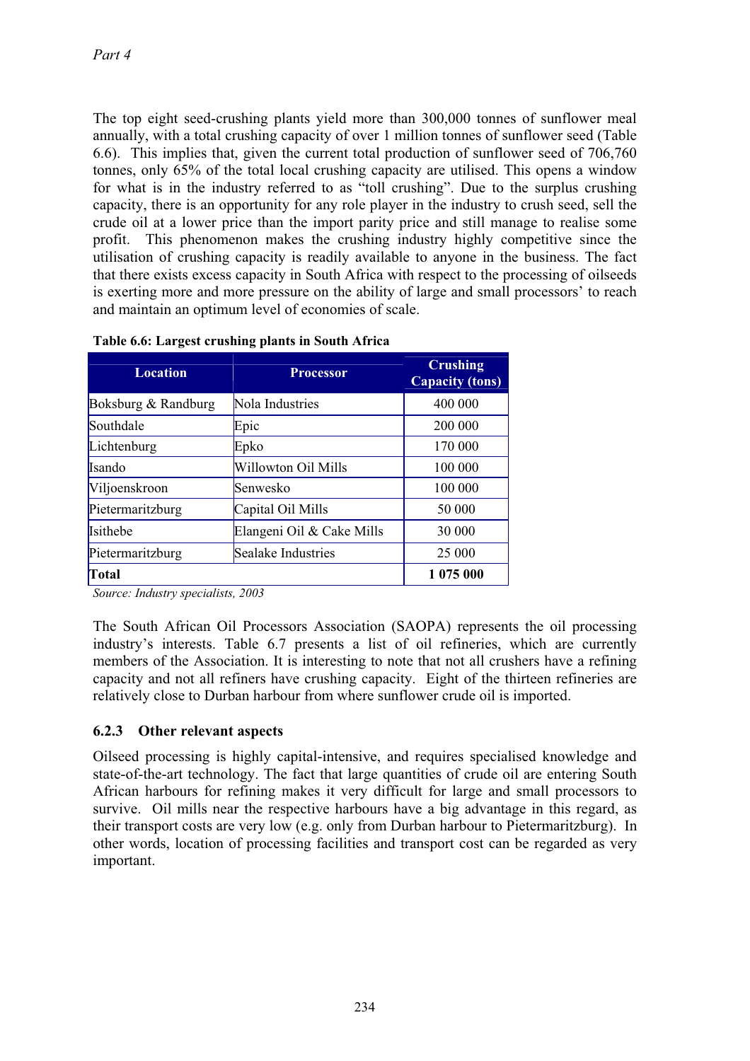The top eight seed-crushing plants yield more than 300,000 tonnes of sunflower meal annually, with a total crushing capacity of over 1 million tonnes of sunflower seed (Table 6.6). This implies that, given the current total production of sunflower seed of 706,760 tonnes, only 65% of the total local crushing capacity are utilised. This opens a window for what is in the industry referred to as "toll crushing". Due to the surplus crushing capacity, there is an opportunity for any role player in the industry to crush seed, sell the crude oil at a lower price than the import parity price and still manage to realise some profit. This phenomenon makes the crushing industry highly competitive since the utilisation of crushing capacity is readily available to anyone in the business. The fact that there exists excess capacity in South Africa with respect to the processing of oilseeds is exerting more and more pressure on the ability of large and small processors' to reach and maintain an optimum level of economies of scale.

**Table 6.6: Largest crushing plants in South Africa**

| Location | Processor | Crushing Capacity (tons) |
|---|---|---|
| Boksburg & Randburg | Nola Industries | 400 000 |
| Southdale | Epic | 200 000 |
| Lichtenburg | Epko | 170 000 |
| Isando | Willowton Oil Mills | 100 000 |
| Viljoenskroon | Senwesko | 100 000 |
| Pietermaritzburg | Capital Oil Mills | 50 000 |
| Isithebe | Elangeni Oil & Cake Mills | 30 000 |
| Pietermaritzburg | Sealake Industries | 25 000 |
| **Total** | | **1 075 000** |

*Source: Industry specialists, 2003*

The South African Oil Processors Association (SAOPA) represents the oil processing industry's interests. Table 6.7 presents a list of oil refineries, which are currently members of the Association. It is interesting to note that not all crushers have a refining capacity and not all refiners have crushing capacity. Eight of the thirteen refineries are relatively close to Durban harbour from where sunflower crude oil is imported.

### 6.2.3 Other relevant aspects

Oilseed processing is highly capital-intensive, and requires specialised knowledge and state-of-the-art technology. The fact that large quantities of crude oil are entering South African harbours for refining makes it very difficult for large and small processors to survive. Oil mills near the respective harbours have a big advantage in this regard, as their transport costs are very low (e.g. only from Durban harbour to Pietermaritzburg). In other words, location of processing facilities and transport cost can be regarded as very important.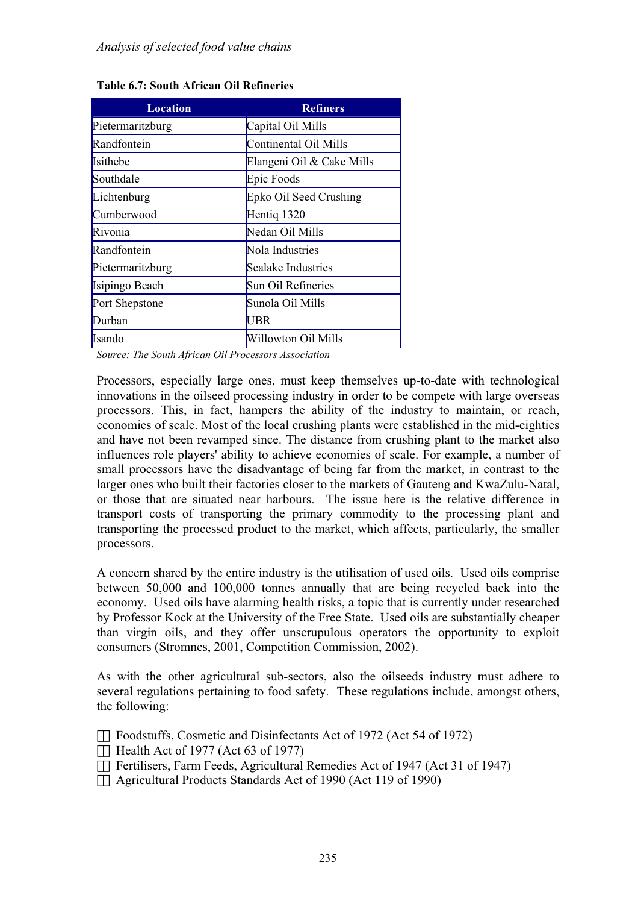**Table 6.7: South African Oil Refineries**

| Location | Refiners |
|---|---|
| Pietermaritzburg | Capital Oil Mills |
| Randfontein | Continental Oil Mills |
| Isithebe | Elangeni Oil & Cake Mills |
| Southdale | Epic Foods |
| Lichtenburg | Epko Oil Seed Crushing |
| Cumberwood | Hentiq 1320 |
| Rivonia | Nedan Oil Mills |
| Randfontein | Nola Industries |
| Pietermaritzburg | Sealake Industries |
| Isipingo Beach | Sun Oil Refineries |
| Port Shepstone | Sunola Oil Mills |
| Durban | UBR |
| Isando | Willowton Oil Mills |

*Source: The South African Oil Processors Association*

Processors, especially large ones, must keep themselves up-to-date with technological innovations in the oilseed processing industry in order to be compete with large overseas processors. This, in fact, hampers the ability of the industry to maintain, or reach, economies of scale. Most of the local crushing plants were established in the mid-eighties and have not been revamped since. The distance from crushing plant to the market also influences role players' ability to achieve economies of scale. For example, a number of small processors have the disadvantage of being far from the market, in contrast to the larger ones who built their factories closer to the markets of Gauteng and KwaZulu-Natal, or those that are situated near harbours. The issue here is the relative difference in transport costs of transporting the primary commodity to the processing plant and transporting the processed product to the market, which affects, particularly, the smaller processors.

A concern shared by the entire industry is the utilisation of used oils. Used oils comprise between 50,000 and 100,000 tonnes annually that are being recycled back into the economy. Used oils have alarming health risks, a topic that is currently under researched by Professor Kock at the University of the Free State. Used oils are substantially cheaper than virgin oils, and they offer unscrupulous operators the opportunity to exploit consumers (Stromnes, 2001, Competition Commission, 2002).

As with the other agricultural sub-sectors, also the oilseeds industry must adhere to several regulations pertaining to food safety. These regulations include, amongst others, the following:

- Foodstuffs, Cosmetic and Disinfectants Act of 1972 (Act 54 of 1972)
- Health Act of 1977 (Act 63 of 1977)
- Fertilisers, Farm Feeds, Agricultural Remedies Act of 1947 (Act 31 of 1947)
- Agricultural Products Standards Act of 1990 (Act 119 of 1990)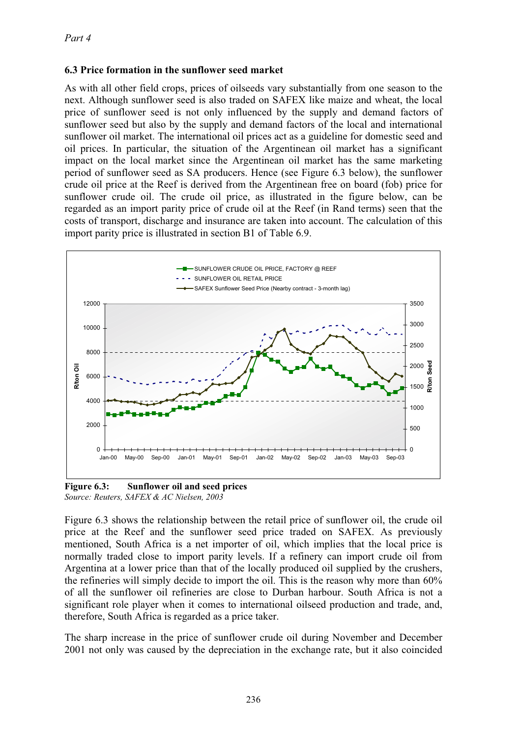### 6.3 Price formation in the sunflower seed market

As with all other field crops, prices of oilseeds vary substantially from one season to the next. Although sunflower seed is also traded on SAFEX like maize and wheat, the local price of sunflower seed is not only influenced by the supply and demand factors of sunflower seed but also by the supply and demand factors of the local and international sunflower oil market. The international oil prices act as a guideline for domestic seed and oil prices. In particular, the situation of the Argentinean oil market has a significant impact on the local market since the Argentinean oil market has the same marketing period of sunflower seed as SA producers. Hence (see Figure 6.3 below), the sunflower crude oil price at the Reef is derived from the Argentinean free on board (fob) price for sunflower crude oil. The crude oil price, as illustrated in the figure below, can be regarded as an import parity price of crude oil at the Reef (in Rand terms) seen that the costs of transport, discharge and insurance are taken into account. The calculation of this import parity price is illustrated in section B1 of Table 6.9.

**Figure 6.3: Sunflower oil and seed prices**
*Source: Reuters, SAFEX & AC Nielsen, 2003*

Figure 6.3 shows the relationship between the retail price of sunflower oil, the crude oil price at the Reef and the sunflower seed price traded on SAFEX. As previously mentioned, South Africa is a net importer of oil, which implies that the local price is normally traded close to import parity levels. If a refinery can import crude oil from Argentina at a lower price than that of the locally produced oil supplied by the crushers, the refineries will simply decide to import the oil. This is the reason why more than 60% of all the sunflower oil refineries are close to Durban harbour. South Africa is not a significant role player when it comes to international oilseed production and trade, and, therefore, South Africa is regarded as a price taker.

The sharp increase in the price of sunflower crude oil during November and December 2001 not only was caused by the depreciation in the exchange rate, but it also coincided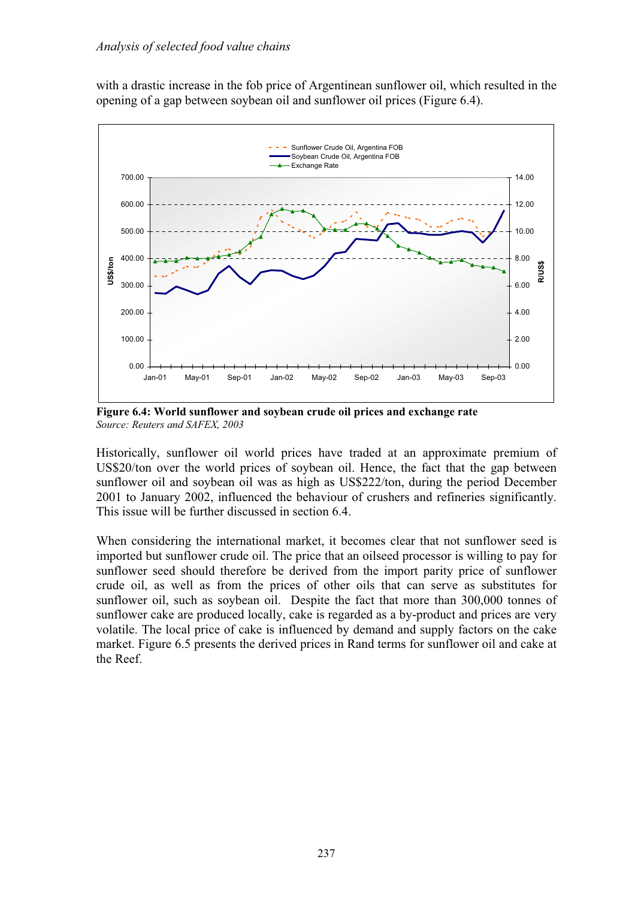with a drastic increase in the fob price of Argentinean sunflower oil, which resulted in the opening of a gap between soybean oil and sunflower oil prices (Figure 6.4).

**Figure 6.4: World sunflower and soybean crude oil prices and exchange rate**
*Source: Reuters and SAFEX, 2003*

Historically, sunflower oil world prices have traded at an approximate premium of US$20/ton over the world prices of soybean oil. Hence, the fact that the gap between sunflower oil and soybean oil was as high as US$222/ton, during the period December 2001 to January 2002, influenced the behaviour of crushers and refineries significantly. This issue will be further discussed in section 6.4.

When considering the international market, it becomes clear that not sunflower seed is imported but sunflower crude oil. The price that an oilseed processor is willing to pay for sunflower seed should therefore be derived from the import parity price of sunflower crude oil, as well as from the prices of other oils that can serve as substitutes for sunflower oil, such as soybean oil. Despite the fact that more than 300,000 tonnes of sunflower cake are produced locally, cake is regarded as a by-product and prices are very volatile. The local price of cake is influenced by demand and supply factors on the cake market. Figure 6.5 presents the derived prices in Rand terms for sunflower oil and cake at the Reef.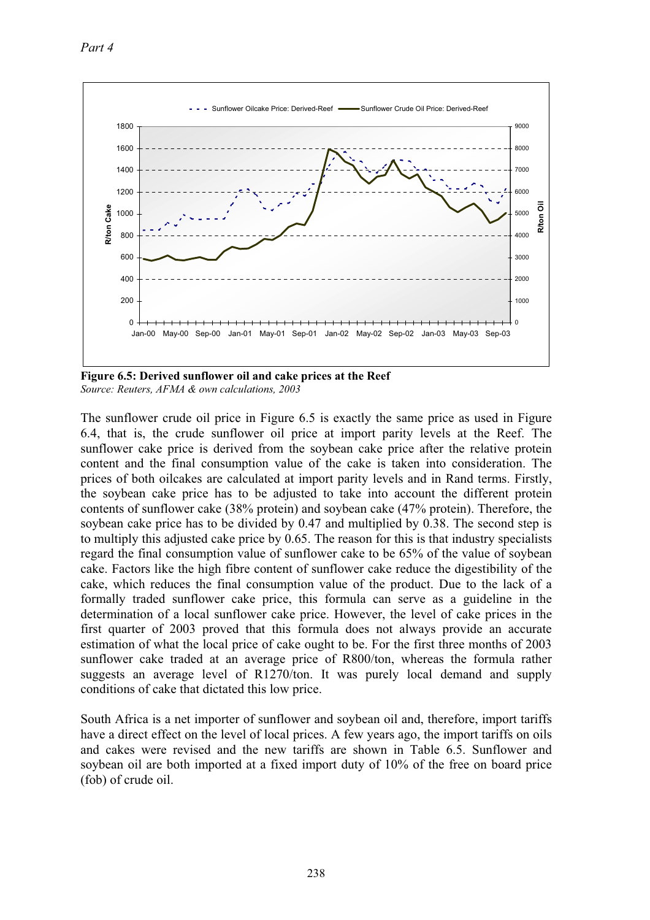Figure 6.5: Derived sunflower oil and cake prices at the Reef
*Source: Reuters, AFMA & own calculations, 2003*

The sunflower crude oil price in Figure 6.5 is exactly the same price as used in Figure 6.4, that is, the crude sunflower oil price at import parity levels at the Reef. The sunflower cake price is derived from the soybean cake price after the relative protein content and the final consumption value of the cake is taken into consideration. The prices of both oilcakes are calculated at import parity levels and in Rand terms. Firstly, the soybean cake price has to be adjusted to take into account the different protein contents of sunflower cake (38% protein) and soybean cake (47% protein). Therefore, the soybean cake price has to be divided by 0.47 and multiplied by 0.38. The second step is to multiply this adjusted cake price by 0.65. The reason for this is that industry specialists regard the final consumption value of sunflower cake to be 65% of the value of soybean cake. Factors like the high fibre content of sunflower cake reduce the digestibility of the cake, which reduces the final consumption value of the product. Due to the lack of a formally traded sunflower cake price, this formula can serve as a guideline in the determination of a local sunflower cake price. However, the level of cake prices in the first quarter of 2003 proved that this formula does not always provide an accurate estimation of what the local price of cake ought to be. For the first three months of 2003 sunflower cake traded at an average price of R800/ton, whereas the formula rather suggests an average level of R1270/ton. It was purely local demand and supply conditions of cake that dictated this low price.

South Africa is a net importer of sunflower and soybean oil and, therefore, import tariffs have a direct effect on the level of local prices. A few years ago, the import tariffs on oils and cakes were revised and the new tariffs are shown in Table 6.5. Sunflower and soybean oil are both imported at a fixed import duty of 10% of the free on board price (fob) of crude oil.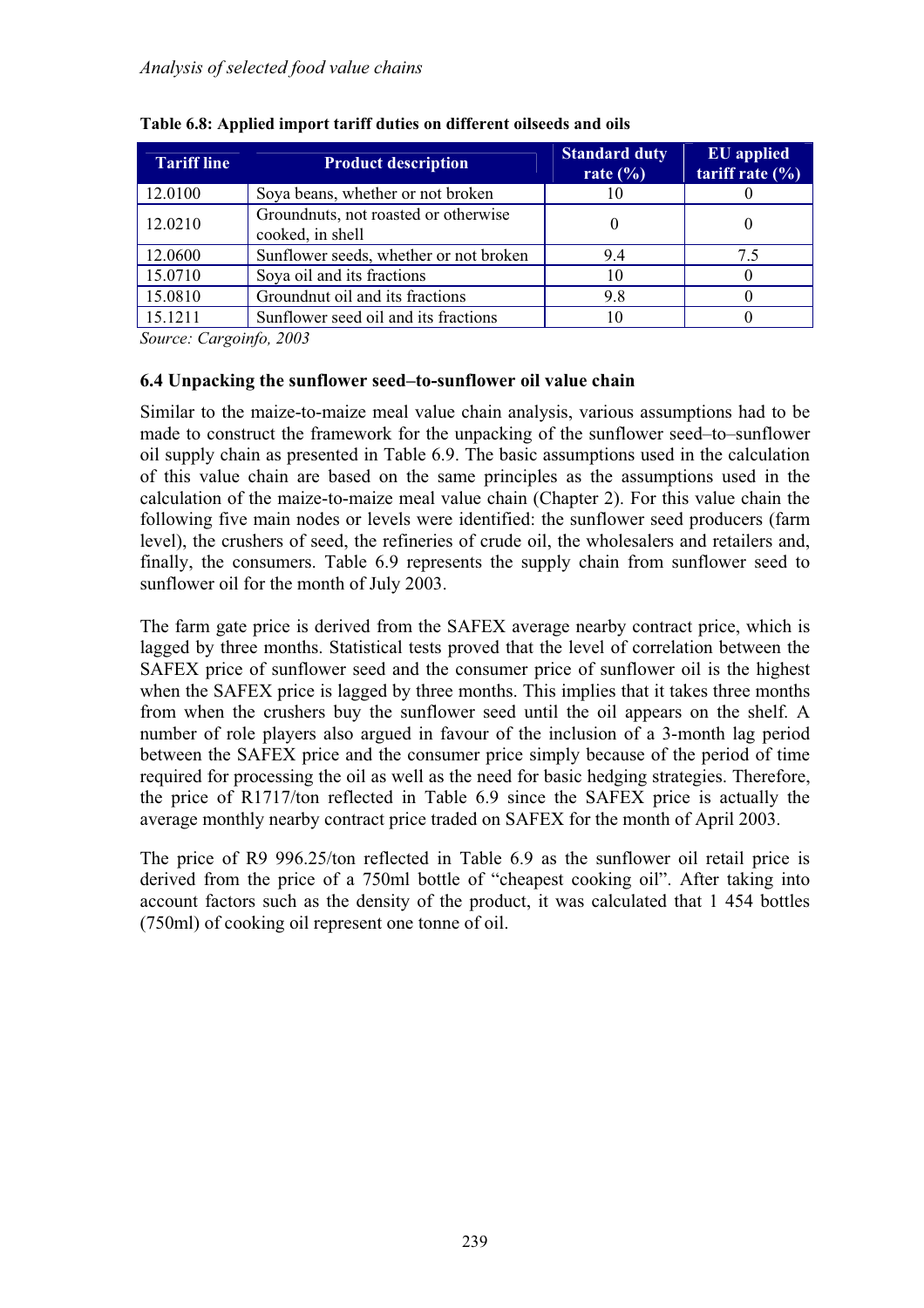**Table 6.8: Applied import tariff duties on different oilseeds and oils**

| Tariff line | Product description | Standard duty rate (%) | EU applied tariff rate (%) |
|---|---|---|---|
| 12.0100 | Soya beans, whether or not broken | 10 | 0 |
| 12.0210 | Groundnuts, not roasted or otherwise cooked, in shell | 0 | 0 |
| 12.0600 | Sunflower seeds, whether or not broken | 9.4 | 7.5 |
| 15.0710 | Soya oil and its fractions | 10 | 0 |
| 15.0810 | Groundnut oil and its fractions | 9.8 | 0 |
| 15.1211 | Sunflower seed oil and its fractions | 10 | 0 |

*Source: Cargoinfo, 2003*

### 6.4 Unpacking the sunflower seed–to-sunflower oil value chain

Similar to the maize-to-maize meal value chain analysis, various assumptions had to be made to construct the framework for the unpacking of the sunflower seed–to–sunflower oil supply chain as presented in Table 6.9. The basic assumptions used in the calculation of this value chain are based on the same principles as the assumptions used in the calculation of the maize-to-maize meal value chain (Chapter 2). For this value chain the following five main nodes or levels were identified: the sunflower seed producers (farm level), the crushers of seed, the refineries of crude oil, the wholesalers and retailers and, finally, the consumers. Table 6.9 represents the supply chain from sunflower seed to sunflower oil for the month of July 2003.

The farm gate price is derived from the SAFEX average nearby contract price, which is lagged by three months. Statistical tests proved that the level of correlation between the SAFEX price of sunflower seed and the consumer price of sunflower oil is the highest when the SAFEX price is lagged by three months. This implies that it takes three months from when the crushers buy the sunflower seed until the oil appears on the shelf. A number of role players also argued in favour of the inclusion of a 3-month lag period between the SAFEX price and the consumer price simply because of the period of time required for processing the oil as well as the need for basic hedging strategies. Therefore, the price of R1717/ton reflected in Table 6.9 since the SAFEX price is actually the average monthly nearby contract price traded on SAFEX for the month of April 2003.

The price of R9 996.25/ton reflected in Table 6.9 as the sunflower oil retail price is derived from the price of a 750ml bottle of "cheapest cooking oil". After taking into account factors such as the density of the product, it was calculated that 1 454 bottles (750ml) of cooking oil represent one tonne of oil.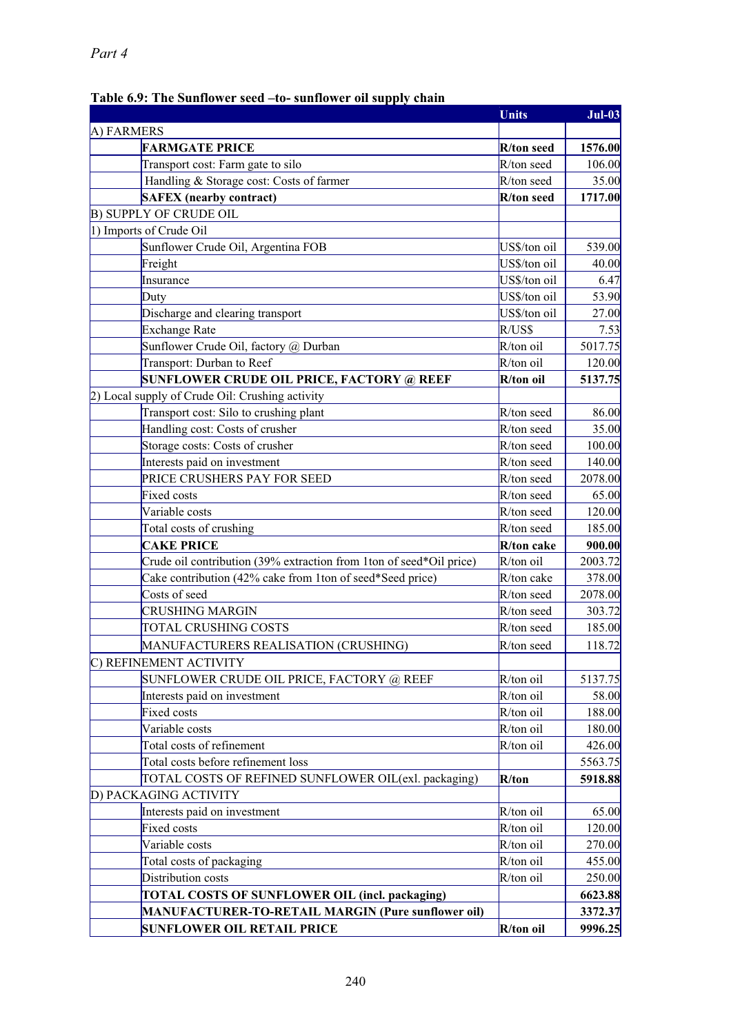*Part 4*

**Table 6.9: The Sunflower seed –to- sunflower oil supply chain**

| | | Units | Jul-03 |
|---|---|---|---|
| A) FARMERS | | | |
| | **FARMGATE PRICE** | **R/ton seed** | **1576.00** |
| | Transport cost: Farm gate to silo | R/ton seed | 106.00 |
| | Handling & Storage cost: Costs of farmer | R/ton seed | 35.00 |
| | **SAFEX (nearby contract)** | **R/ton seed** | **1717.00** |
| B) SUPPLY OF CRUDE OIL | | | |
| 1) Imports of Crude Oil | | | |
| | Sunflower Crude Oil, Argentina FOB | US$/ton oil | 539.00 |
| | Freight | US$/ton oil | 40.00 |
| | Insurance | US$/ton oil | 6.47 |
| | Duty | US$/ton oil | 53.90 |
| | Discharge and clearing transport | US$/ton oil | 27.00 |
| | Exchange Rate | R/US$ | 7.53 |
| | Sunflower Crude Oil, factory @ Durban | R/ton oil | 5017.75 |
| | Transport: Durban to Reef | R/ton oil | 120.00 |
| | **SUNFLOWER CRUDE OIL PRICE, FACTORY @ REEF** | **R/ton oil** | **5137.75** |
| 2) Local supply of Crude Oil: Crushing activity | | | |
| | Transport cost: Silo to crushing plant | R/ton seed | 86.00 |
| | Handling cost: Costs of crusher | R/ton seed | 35.00 |
| | Storage costs: Costs of crusher | R/ton seed | 100.00 |
| | Interests paid on investment | R/ton seed | 140.00 |
| | PRICE CRUSHERS PAY FOR SEED | R/ton seed | 2078.00 |
| | Fixed costs | R/ton seed | 65.00 |
| | Variable costs | R/ton seed | 120.00 |
| | Total costs of crushing | R/ton seed | 185.00 |
| | **CAKE PRICE** | **R/ton cake** | **900.00** |
| | Crude oil contribution (39% extraction from 1ton of seed*Oil price) | R/ton oil | 2003.72 |
| | Cake contribution (42% cake from 1ton of seed*Seed price) | R/ton cake | 378.00 |
| | Costs of seed | R/ton seed | 2078.00 |
| | CRUSHING MARGIN | R/ton seed | 303.72 |
| | TOTAL CRUSHING COSTS | R/ton seed | 185.00 |
| | MANUFACTURERS REALISATION (CRUSHING) | R/ton seed | 118.72 |
| C) REFINEMENT ACTIVITY | | | |
| | SUNFLOWER CRUDE OIL PRICE, FACTORY @ REEF | R/ton oil | 5137.75 |
| | Interests paid on investment | R/ton oil | 58.00 |
| | Fixed costs | R/ton oil | 188.00 |
| | Variable costs | R/ton oil | 180.00 |
| | Total costs of refinement | R/ton oil | 426.00 |
| | Total costs before refinement loss | | 5563.75 |
| | TOTAL COSTS OF REFINED SUNFLOWER OIL(exl. packaging) | **R/ton** | **5918.88** |
| D) PACKAGING ACTIVITY | | | |
| | Interests paid on investment | R/ton oil | 65.00 |
| | Fixed costs | R/ton oil | 120.00 |
| | Variable costs | R/ton oil | 270.00 |
| | Total costs of packaging | R/ton oil | 455.00 |
| | Distribution costs | R/ton oil | 250.00 |
| | **TOTAL COSTS OF SUNFLOWER OIL (incl. packaging)** | | **6623.88** |
| | **MANUFACTURER-TO-RETAIL MARGIN (Pure sunflower oil)** | | **3372.37** |
| | **SUNFLOWER OIL RETAIL PRICE** | **R/ton oil** | **9996.25** |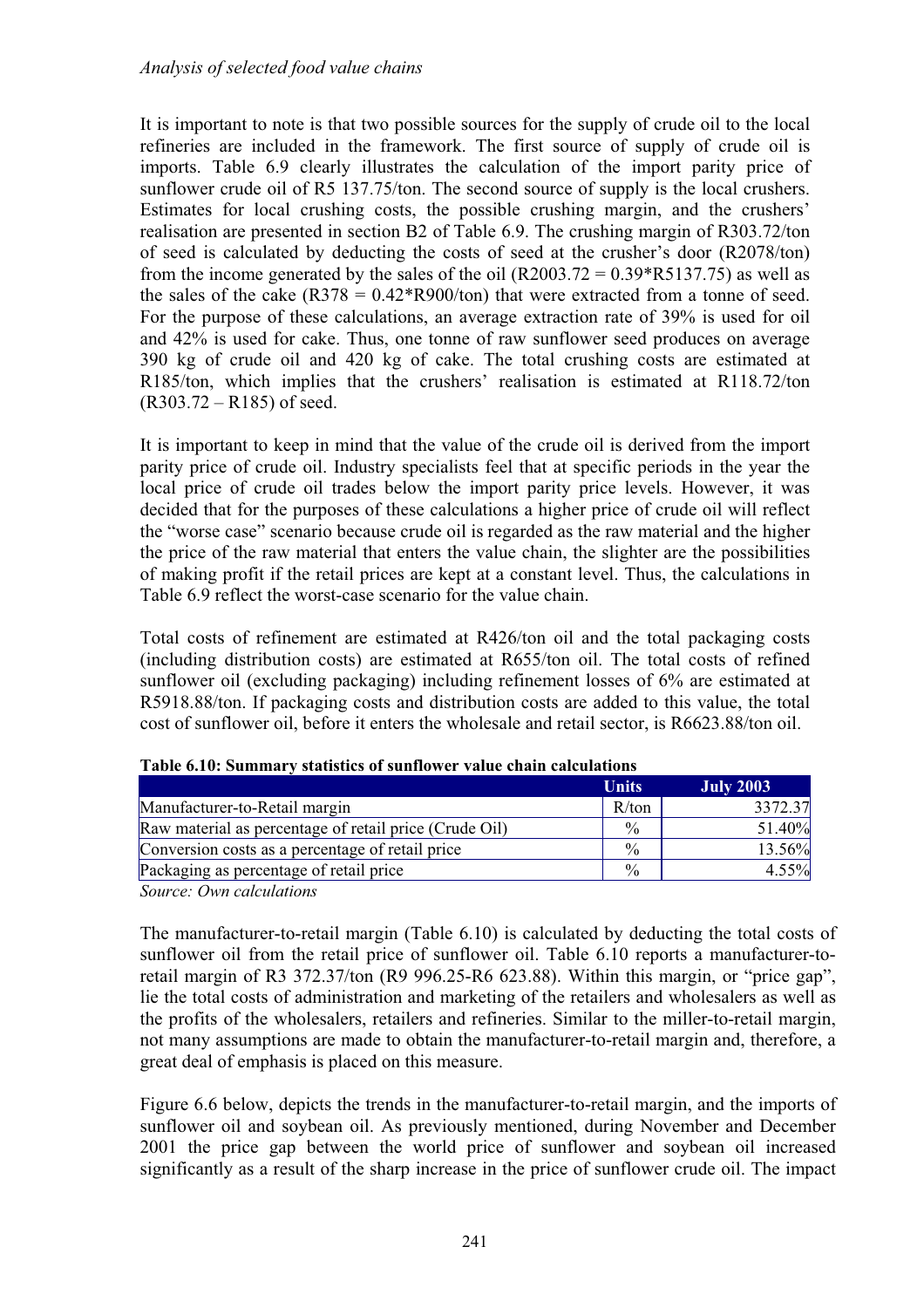It is important to note is that two possible sources for the supply of crude oil to the local refineries are included in the framework. The first source of supply of crude oil is imports. Table 6.9 clearly illustrates the calculation of the import parity price of sunflower crude oil of R5 137.75/ton. The second source of supply is the local crushers. Estimates for local crushing costs, the possible crushing margin, and the crushers' realisation are presented in section B2 of Table 6.9. The crushing margin of R303.72/ton of seed is calculated by deducting the costs of seed at the crusher's door (R2078/ton) from the income generated by the sales of the oil (R2003.72 = 0.39*R5137.75) as well as the sales of the cake (R378 = 0.42*R900/ton) that were extracted from a tonne of seed. For the purpose of these calculations, an average extraction rate of 39% is used for oil and 42% is used for cake. Thus, one tonne of raw sunflower seed produces on average 390 kg of crude oil and 420 kg of cake. The total crushing costs are estimated at R185/ton, which implies that the crushers' realisation is estimated at R118.72/ton (R303.72 – R185) of seed.

It is important to keep in mind that the value of the crude oil is derived from the import parity price of crude oil. Industry specialists feel that at specific periods in the year the local price of crude oil trades below the import parity price levels. However, it was decided that for the purposes of these calculations a higher price of crude oil will reflect the "worse case" scenario because crude oil is regarded as the raw material and the higher the price of the raw material that enters the value chain, the slighter are the possibilities of making profit if the retail prices are kept at a constant level. Thus, the calculations in Table 6.9 reflect the worst-case scenario for the value chain.

Total costs of refinement are estimated at R426/ton oil and the total packaging costs (including distribution costs) are estimated at R655/ton oil. The total costs of refined sunflower oil (excluding packaging) including refinement losses of 6% are estimated at R5918.88/ton. If packaging costs and distribution costs are added to this value, the total cost of sunflower oil, before it enters the wholesale and retail sector, is R6623.88/ton oil.

**Table 6.10: Summary statistics of sunflower value chain calculations**

| | Units | July 2003 |
|---|---|---|
| Manufacturer-to-Retail margin | R/ton | 3372.37 |
| Raw material as percentage of retail price (Crude Oil) | % | 51.40% |
| Conversion costs as a percentage of retail price | % | 13.56% |
| Packaging as percentage of retail price | % | 4.55% |

*Source: Own calculations*

The manufacturer-to-retail margin (Table 6.10) is calculated by deducting the total costs of sunflower oil from the retail price of sunflower oil. Table 6.10 reports a manufacturer-to-retail margin of R3 372.37/ton (R9 996.25-R6 623.88). Within this margin, or "price gap", lie the total costs of administration and marketing of the retailers and wholesalers as well as the profits of the wholesalers, retailers and refineries. Similar to the miller-to-retail margin, not many assumptions are made to obtain the manufacturer-to-retail margin and, therefore, a great deal of emphasis is placed on this measure.

Figure 6.6 below, depicts the trends in the manufacturer-to-retail margin, and the imports of sunflower oil and soybean oil. As previously mentioned, during November and December 2001 the price gap between the world price of sunflower and soybean oil increased significantly as a result of the sharp increase in the price of sunflower crude oil. The impact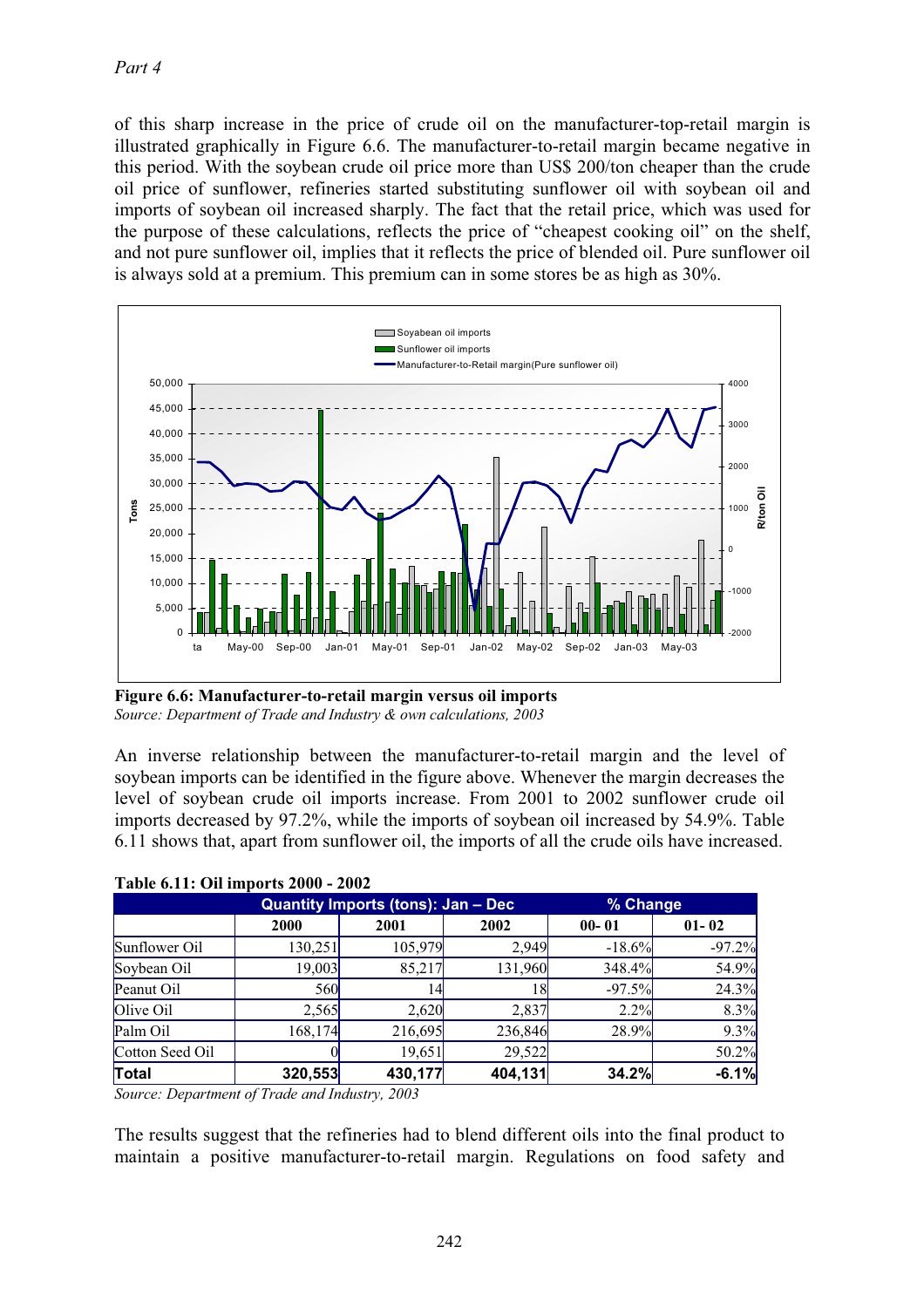of this sharp increase in the price of crude oil on the manufacturer-top-retail margin is illustrated graphically in Figure 6.6. The manufacturer-to-retail margin became negative in this period. With the soybean crude oil price more than US$ 200/ton cheaper than the crude oil price of sunflower, refineries started substituting sunflower oil with soybean oil and imports of soybean oil increased sharply. The fact that the retail price, which was used for the purpose of these calculations, reflects the price of "cheapest cooking oil" on the shelf, and not pure sunflower oil, implies that it reflects the price of blended oil. Pure sunflower oil is always sold at a premium. This premium can in some stores be as high as 30%.

**Figure 6.6: Manufacturer-to-retail margin versus oil imports**
*Source: Department of Trade and Industry & own calculations, 2003*

An inverse relationship between the manufacturer-to-retail margin and the level of soybean imports can be identified in the figure above. Whenever the margin decreases the level of soybean crude oil imports increase. From 2001 to 2002 sunflower crude oil imports decreased by 97.2%, while the imports of soybean oil increased by 54.9%. Table 6.11 shows that, apart from sunflower oil, the imports of all the crude oils have increased.

**Table 6.11: Oil imports 2000 - 2002**

| | Quantity Imports (tons): Jan – Dec | | | % Change | |
|---|---|---|---|---|---|
| | 2000 | 2001 | 2002 | 00- 01 | 01- 02 |
| Sunflower Oil | 130,251 | 105,979 | 2,949 | -18.6% | -97.2% |
| Soybean Oil | 19,003 | 85,217 | 131,960 | 348.4% | 54.9% |
| Peanut Oil | 560 | 14 | 18 | -97.5% | 24.3% |
| Olive Oil | 2,565 | 2,620 | 2,837 | 2.2% | 8.3% |
| Palm Oil | 168,174 | 216,695 | 236,846 | 28.9% | 9.3% |
| Cotton Seed Oil | 0 | 19,651 | 29,522 | | 50.2% |
| **Total** | **320,553** | **430,177** | **404,131** | **34.2%** | **-6.1%** |

*Source: Department of Trade and Industry, 2003*

The results suggest that the refineries had to blend different oils into the final product to maintain a positive manufacturer-to-retail margin. Regulations on food safety and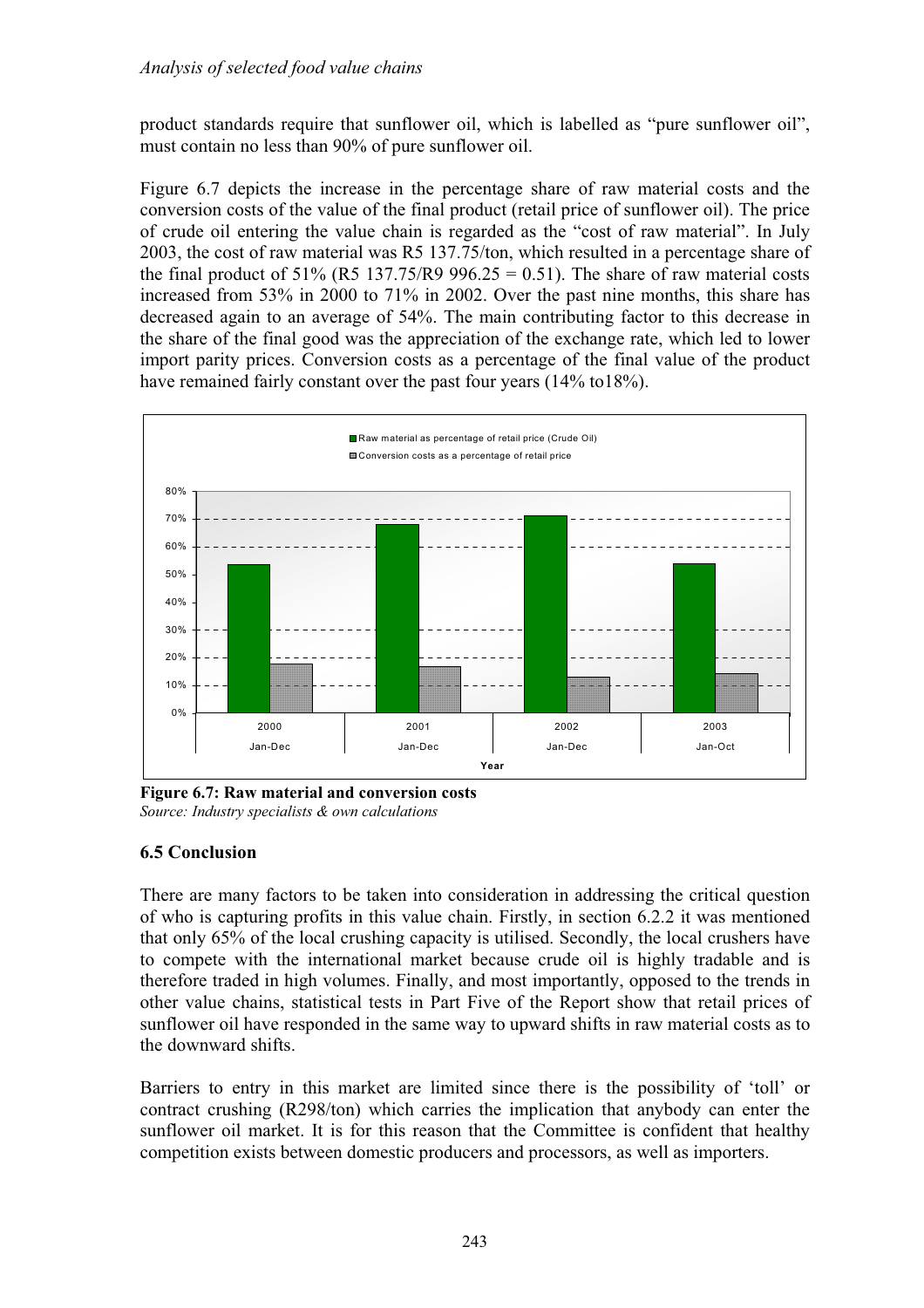product standards require that sunflower oil, which is labelled as "pure sunflower oil", must contain no less than 90% of pure sunflower oil.

Figure 6.7 depicts the increase in the percentage share of raw material costs and the conversion costs of the value of the final product (retail price of sunflower oil). The price of crude oil entering the value chain is regarded as the "cost of raw material". In July 2003, the cost of raw material was R5 137.75/ton, which resulted in a percentage share of the final product of 51% (R5 137.75/R9 996.25 = 0.51). The share of raw material costs increased from 53% in 2000 to 71% in 2002. Over the past nine months, this share has decreased again to an average of 54%. The main contributing factor to this decrease in the share of the final good was the appreciation of the exchange rate, which led to lower import parity prices. Conversion costs as a percentage of the final value of the product have remained fairly constant over the past four years (14% to18%).

Raw material as percentage of retail price (Crude Oil)
Conversion costs as a percentage of retail price

80%
70%
60%
50%
40%
30%
20%
10%
0%

2000 Jan-Dec
2001 Jan-Dec
2002 Jan-Dec
2003 Jan-Oct

Year

**Figure 6.7: Raw material and conversion costs**
*Source: Industry specialists & own calculations*

## 6.5 Conclusion

There are many factors to be taken into consideration in addressing the critical question of who is capturing profits in this value chain. Firstly, in section 6.2.2 it was mentioned that only 65% of the local crushing capacity is utilised. Secondly, the local crushers have to compete with the international market because crude oil is highly tradable and is therefore traded in high volumes. Finally, and most importantly, opposed to the trends in other value chains, statistical tests in Part Five of the Report show that retail prices of sunflower oil have responded in the same way to upward shifts in raw material costs as to the downward shifts.

Barriers to entry in this market are limited since there is the possibility of 'toll' or contract crushing (R298/ton) which carries the implication that anybody can enter the sunflower oil market. It is for this reason that the Committee is confident that healthy competition exists between domestic producers and processors, as well as importers.